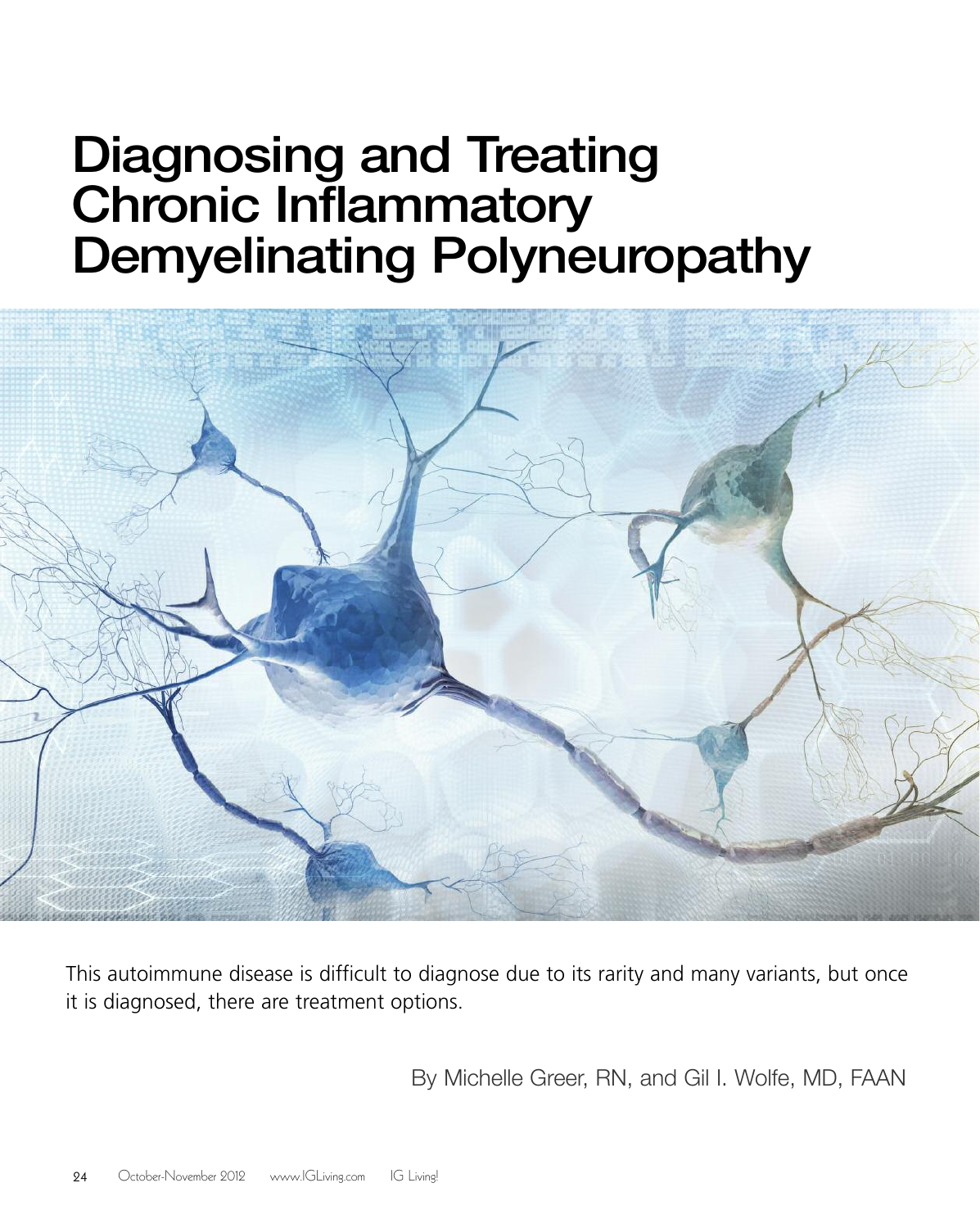# Diagnosing and Treating Chronic Inflammatory Demyelinating Polyneuropathy

This autoimmune disease is difficult to diagnose due to its rarity and many variants, but once it is diagnosed, there are treatment options.

By Michelle Greer, RN, and Gil I. Wolfe, MD, FAAN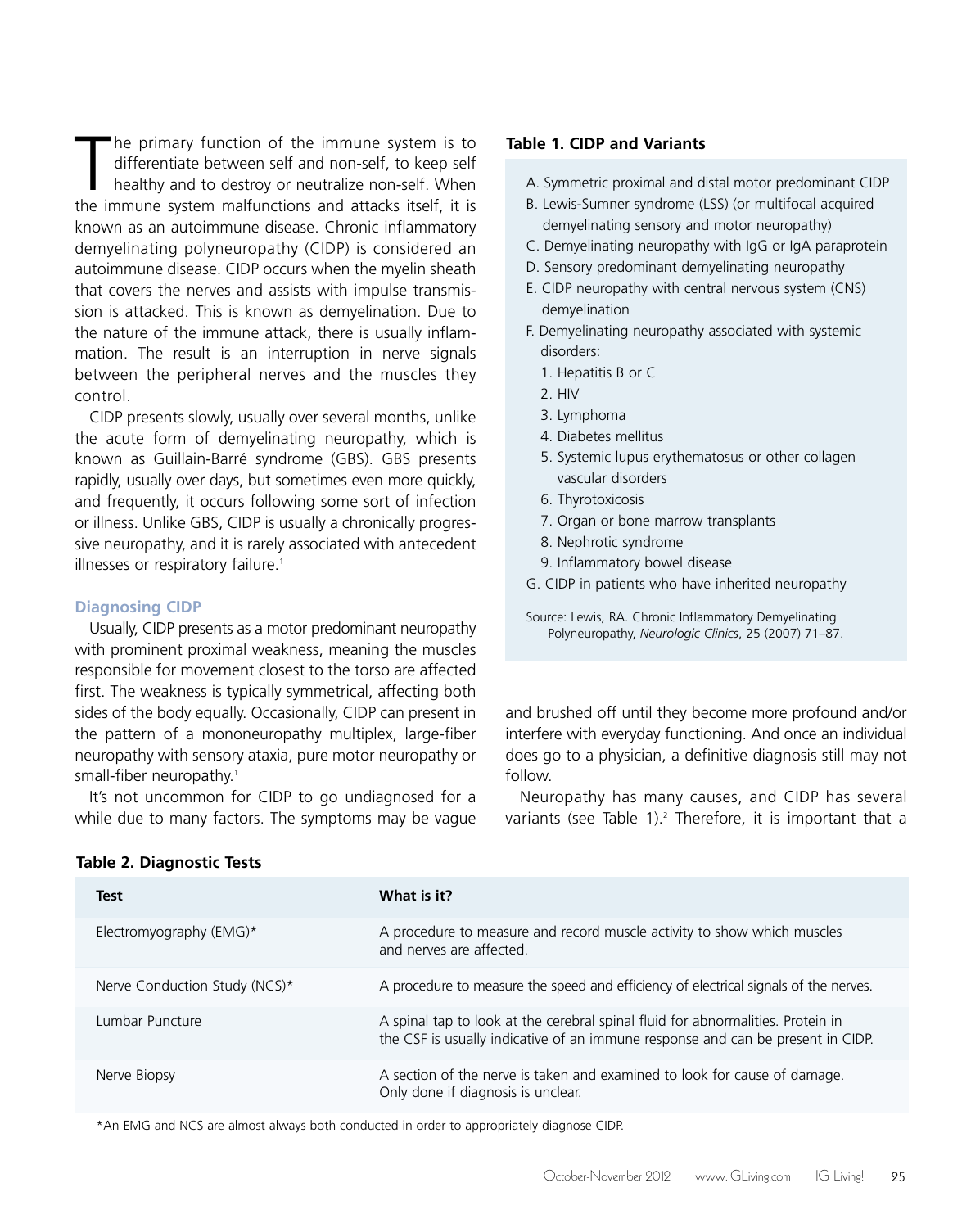The primary function of the immune system is to differentiate between self and non-self, to keep self healthy and to destroy or neutralize non-self. When the immune system malfunctions and attacks itself, it is known as an autoimmune disease. Chronic inflammatory demyelinating polyneuropathy (CIDP) is considered an autoimmune disease. CIDP occurs when the myelin sheath that covers the nerves and assists with impulse transmission is attacked. This is known as demyelination. Due to the nature of the immune attack, there is usually inflammation. The result is an interruption in nerve signals between the peripheral nerves and the muscles they control.

CIDP presents slowly, usually over several months, unlike the acute form of demyelinating neuropathy, which is known as Guillain-Barré syndrome (GBS). GBS presents rapidly, usually over days, but sometimes even more quickly, and frequently, it occurs following some sort of infection or illness. Unlike GBS, CIDP is usually a chronically progressive neuropathy, and it is rarely associated with antecedent illnesses or respiratory failure.[1]

### Diagnosing CIDP

Usually, CIDP presents as a motor predominant neuropathy with prominent proximal weakness, meaning the muscles responsible for movement closest to the torso are affected first. The weakness is typically symmetrical, affecting both sides of the body equally. Occasionally, CIDP can present in the pattern of a mononeuropathy multiplex, large-fiber neuropathy with sensory ataxia, pure motor neuropathy or small-fiber neuropathy.[1]

It's not uncommon for CIDP to go undiagnosed for a while due to many factors. The symptoms may be vague and brushed off until they become more profound and/or interfere with everyday functioning. And once an individual does go to a physician, a definitive diagnosis still may not follow.

Neuropathy has many causes, and CIDP has several variants (see Table 1).[2] Therefore, it is important that a

**Table 1. CIDP and Variants**

A. Symmetric proximal and distal motor predominant CIDP
B. Lewis-Sumner syndrome (LSS) (or multifocal acquired demyelinating sensory and motor neuropathy)
C. Demyelinating neuropathy with IgG or IgA paraprotein
D. Sensory predominant demyelinating neuropathy
E. CIDP neuropathy with central nervous system (CNS) demyelination
F. Demyelinating neuropathy associated with systemic disorders:
   1. Hepatitis B or C
   2. HIV
   3. Lymphoma
   4. Diabetes mellitus
   5. Systemic lupus erythematosus or other collagen vascular disorders
   6. Thyrotoxicosis
   7. Organ or bone marrow transplants
   8. Nephrotic syndrome
   9. Inflammatory bowel disease
G. CIDP in patients who have inherited neuropathy

Source: Lewis, RA. Chronic Inflammatory Demyelinating Polyneuropathy, *Neurologic Clinics*, 25 (2007) 71–87.

**Table 2. Diagnostic Tests**

| Test | What is it? |
| --- | --- |
| Electromyography (EMG)* | A procedure to measure and record muscle activity to show which muscles and nerves are affected. |
| Nerve Conduction Study (NCS)* | A procedure to measure the speed and efficiency of electrical signals of the nerves. |
| Lumbar Puncture | A spinal tap to look at the cerebral spinal fluid for abnormalities. Protein in the CSF is usually indicative of an immune response and can be present in CIDP. |
| Nerve Biopsy | A section of the nerve is taken and examined to look for cause of damage. Only done if diagnosis is unclear. |

*An EMG and NCS are almost always both conducted in order to appropriately diagnose CIDP.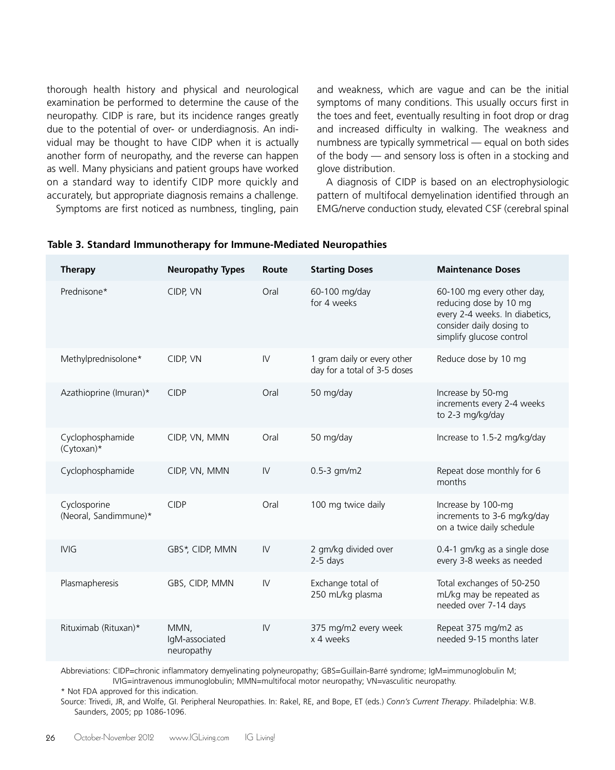thorough health history and physical and neurological examination be performed to determine the cause of the neuropathy. CIDP is rare, but its incidence ranges greatly due to the potential of over- or underdiagnosis. An individual may be thought to have CIDP when it is actually another form of neuropathy, and the reverse can happen as well. Many physicians and patient groups have worked on a standard way to identify CIDP more quickly and accurately, but appropriate diagnosis remains a challenge.

Symptoms are first noticed as numbness, tingling, pain and weakness, which are vague and can be the initial symptoms of many conditions. This usually occurs first in the toes and feet, eventually resulting in foot drop or drag and increased difficulty in walking. The weakness and numbness are typically symmetrical — equal on both sides of the body — and sensory loss is often in a stocking and glove distribution.

A diagnosis of CIDP is based on an electrophysiologic pattern of multifocal demyelination identified through an EMG/nerve conduction study, elevated CSF (cerebral spinal

**Table 3. Standard Immunotherapy for Immune-Mediated Neuropathies**

| Therapy | Neuropathy Types | Route | Starting Doses | Maintenance Doses |
|---|---|---|---|---|
| Prednisone* | CIDP, VN | Oral | 60-100 mg/day for 4 weeks | 60-100 mg every other day, reducing dose by 10 mg every 2-4 weeks. In diabetics, consider daily dosing to simplify glucose control |
| Methylprednisolone* | CIDP, VN | IV | 1 gram daily or every other day for a total of 3-5 doses | Reduce dose by 10 mg |
| Azathioprine (Imuran)* | CIDP | Oral | 50 mg/day | Increase by 50-mg increments every 2-4 weeks to 2-3 mg/kg/day |
| Cyclophosphamide (Cytoxan)* | CIDP, VN, MMN | Oral | 50 mg/day | Increase to 1.5-2 mg/kg/day |
| Cyclophosphamide | CIDP, VN, MMN | IV | 0.5-3 gm/m2 | Repeat dose monthly for 6 months |
| Cyclosporine (Neoral, Sandimmune)* | CIDP | Oral | 100 mg twice daily | Increase by 100-mg increments to 3-6 mg/kg/day on a twice daily schedule |
| IVIG | GBS*, CIDP, MMN | IV | 2 gm/kg divided over 2-5 days | 0.4-1 gm/kg as a single dose every 3-8 weeks as needed |
| Plasmapheresis | GBS, CIDP, MMN | IV | Exchange total of 250 mL/kg plasma | Total exchanges of 50-250 mL/kg may be repeated as needed over 7-14 days |
| Rituximab (Rituxan)* | MMN, IgM-associated neuropathy | IV | 375 mg/m2 every week x 4 weeks | Repeat 375 mg/m2 as needed 9-15 months later |

Abbreviations: CIDP=chronic inflammatory demyelinating polyneuropathy; GBS=Guillain-Barré syndrome; IgM=immunoglobulin M; IVIG=intravenous immunoglobulin; MMN=multifocal motor neuropathy; VN=vasculitic neuropathy.

\* Not FDA approved for this indication.

Source: Trivedi, JR, and Wolfe, GI. Peripheral Neuropathies. In: Rakel, RE, and Bope, ET (eds.) *Conn's Current Therapy*. Philadelphia: W.B. Saunders, 2005; pp 1086-1096.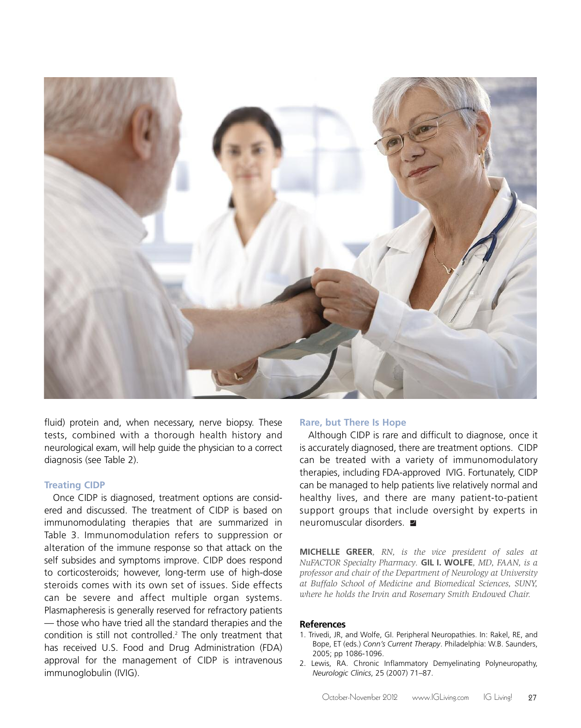fluid) protein and, when necessary, nerve biopsy. These tests, combined with a thorough health history and neurological exam, will help guide the physician to a correct diagnosis (see Table 2).

### Treating CIDP

Once CIDP is diagnosed, treatment options are considered and discussed. The treatment of CIDP is based on immunomodulating therapies that are summarized in Table 3. Immunomodulation refers to suppression or alteration of the immune response so that attack on the self subsides and symptoms improve. CIDP does respond to corticosteroids; however, long-term use of high-dose steroids comes with its own set of issues. Side effects can be severe and affect multiple organ systems. Plasmapheresis is generally reserved for refractory patients — those who have tried all the standard therapies and the condition is still not controlled.[2] The only treatment that has received U.S. Food and Drug Administration (FDA) approval for the management of CIDP is intravenous immunoglobulin (IVIG).

### Rare, but There Is Hope

Although CIDP is rare and difficult to diagnose, once it is accurately diagnosed, there are treatment options. CIDP can be treated with a variety of immunomodulatory therapies, including FDA-approved IVIG. Fortunately, CIDP can be managed to help patients live relatively normal and healthy lives, and there are many patient-to-patient support groups that include oversight by experts in neuromuscular disorders.

**MICHELLE GREER**, *RN, is the vice president of sales at NuFACTOR Specialty Pharmacy.* **GIL I. WOLFE**, *MD, FAAN, is a professor and chair of the Department of Neurology at University at Buffalo School of Medicine and Biomedical Sciences, SUNY, where he holds the Irvin and Rosemary Smith Endowed Chair.*

### References

1. Trivedi, JR, and Wolfe, GI. Peripheral Neuropathies. In: Rakel, RE, and Bope, ET (eds.) *Conn's Current Therapy*. Philadelphia: W.B. Saunders, 2005; pp 1086-1096.
2. Lewis, RA. Chronic Inflammatory Demyelinating Polyneuropathy, *Neurologic Clinics*, 25 (2007) 71–87.